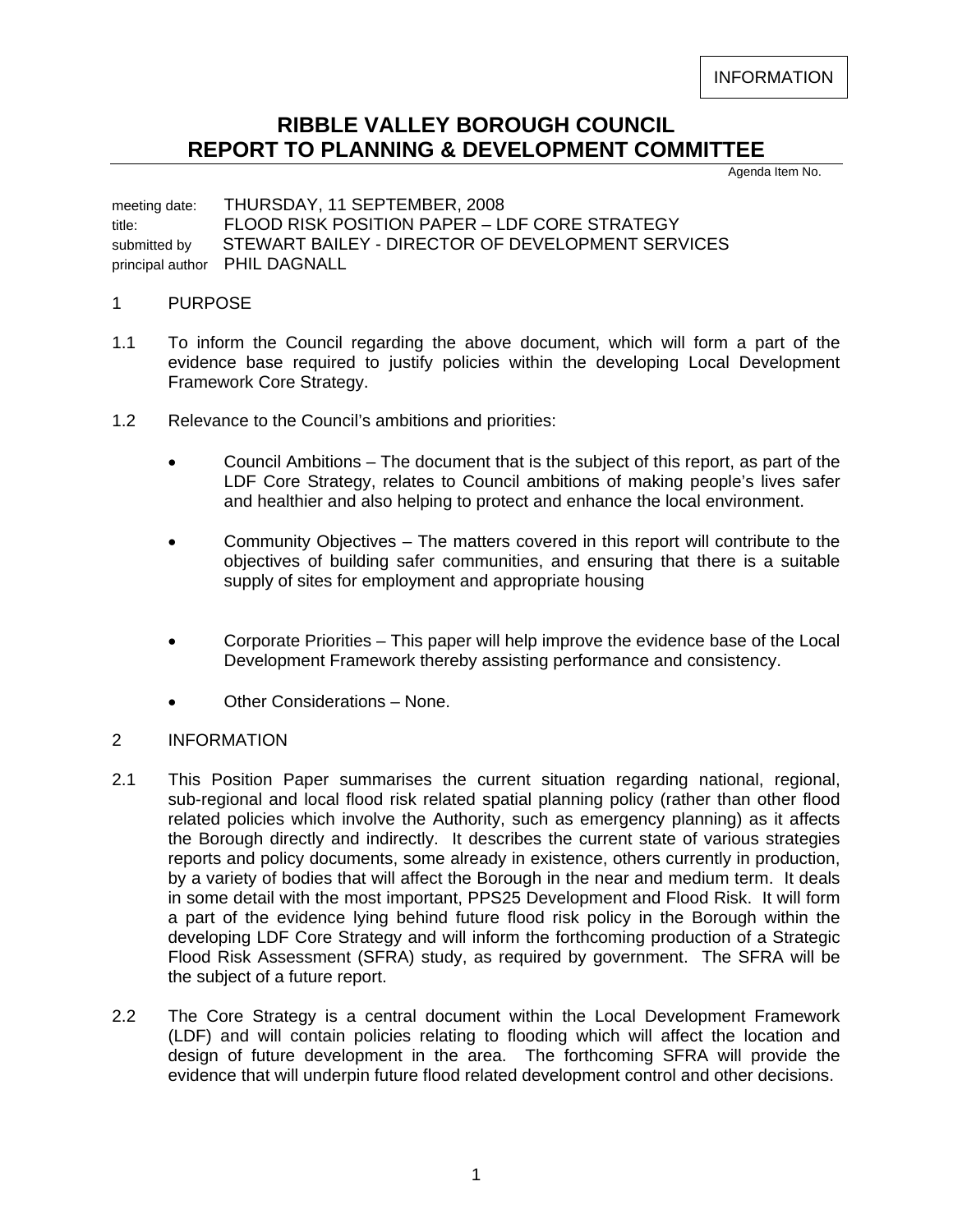INFORMATION

# RIBBLE VALLEY BOROUGH COUNCIL
# REPORT TO PLANNING & DEVELOPMENT COMMITTEE

Agenda Item No.

meeting date: THURSDAY, 11 SEPTEMBER, 2008
title: FLOOD RISK POSITION PAPER – LDF CORE STRATEGY
submitted by STEWART BAILEY - DIRECTOR OF DEVELOPMENT SERVICES
principal author PHIL DAGNALL

## 1 PURPOSE

1.1 To inform the Council regarding the above document, which will form a part of the evidence base required to justify policies within the developing Local Development Framework Core Strategy.

1.2 Relevance to the Council's ambitions and priorities:

- Council Ambitions – The document that is the subject of this report, as part of the LDF Core Strategy, relates to Council ambitions of making people's lives safer and healthier and also helping to protect and enhance the local environment.

- Community Objectives – The matters covered in this report will contribute to the objectives of building safer communities, and ensuring that there is a suitable supply of sites for employment and appropriate housing

- Corporate Priorities – This paper will help improve the evidence base of the Local Development Framework thereby assisting performance and consistency.

- Other Considerations – None.

## 2 INFORMATION

2.1 This Position Paper summarises the current situation regarding national, regional, sub-regional and local flood risk related spatial planning policy (rather than other flood related policies which involve the Authority, such as emergency planning) as it affects the Borough directly and indirectly. It describes the current state of various strategies reports and policy documents, some already in existence, others currently in production, by a variety of bodies that will affect the Borough in the near and medium term. It deals in some detail with the most important, PPS25 Development and Flood Risk. It will form a part of the evidence lying behind future flood risk policy in the Borough within the developing LDF Core Strategy and will inform the forthcoming production of a Strategic Flood Risk Assessment (SFRA) study, as required by government. The SFRA will be the subject of a future report.

2.2 The Core Strategy is a central document within the Local Development Framework (LDF) and will contain policies relating to flooding which will affect the location and design of future development in the area. The forthcoming SFRA will provide the evidence that will underpin future flood related development control and other decisions.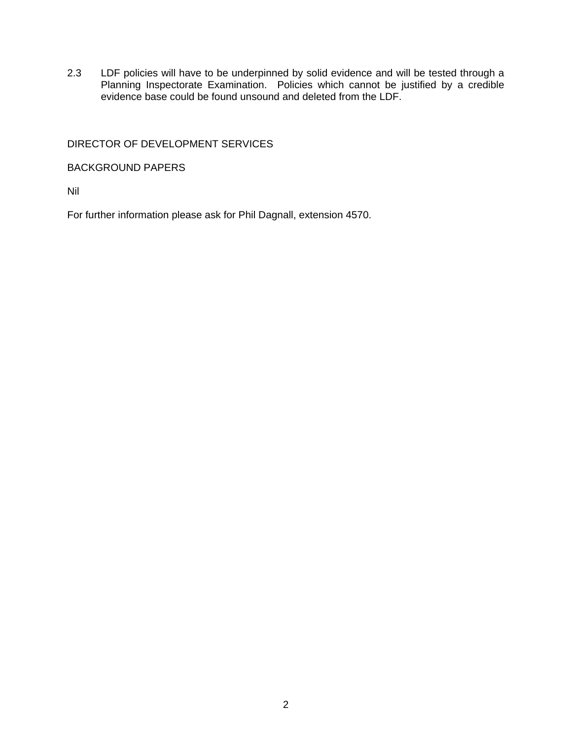2.3 LDF policies will have to be underpinned by solid evidence and will be tested through a Planning Inspectorate Examination. Policies which cannot be justified by a credible evidence base could be found unsound and deleted from the LDF.

DIRECTOR OF DEVELOPMENT SERVICES

BACKGROUND PAPERS

Nil

For further information please ask for Phil Dagnall, extension 4570.